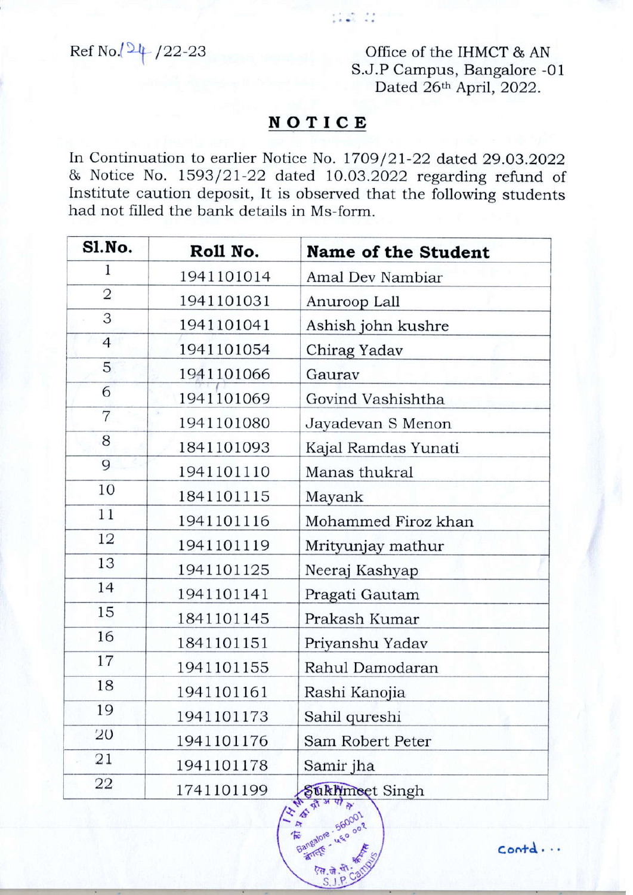Ref No.24 /22-23

Office of the IHMCT & AN
S.J.P Campus, Bangalore -01
Dated 26th April, 2022.

## NOTICE

In Continuation to earlier Notice No. 1709/21-22 dated 29.03.2022 & Notice No. 1593/21-22 dated 10.03.2022 regarding refund of Institute caution deposit, It is observed that the following students had not filled the bank details in Ms-form.

| Sl.No. | Roll No. | Name of the Student |
|---|---|---|
| 1 | 1941101014 | Amal Dev Nambiar |
| 2 | 1941101031 | Anuroop Lall |
| 3 | 1941101041 | Ashish john kushre |
| 4 | 1941101054 | Chirag Yadav |
| 5 | 1941101066 | Gaurav |
| 6 | 1941101069 | Govind Vashishtha |
| 7 | 1941101080 | Jayadevan S Menon |
| 8 | 1841101093 | Kajal Ramdas Yunati |
| 9 | 1941101110 | Manas thukral |
| 10 | 1841101115 | Mayank |
| 11 | 1941101116 | Mohammed Firoz khan |
| 12 | 1941101119 | Mrityunjay mathur |
| 13 | 1941101125 | Neeraj Kashyap |
| 14 | 1941101141 | Pragati Gautam |
| 15 | 1841101145 | Prakash Kumar |
| 16 | 1841101151 | Priyanshu Yadav |
| 17 | 1941101155 | Rahul Damodaran |
| 18 | 1941101161 | Rashi Kanojia |
| 19 | 1941101173 | Sahil qureshi |
| 20 | 1941101176 | Sam Robert Peter |
| 21 | 1941101178 | Samir jha |
| 22 | 1741101199 | Sukhmeet Singh |

Contd...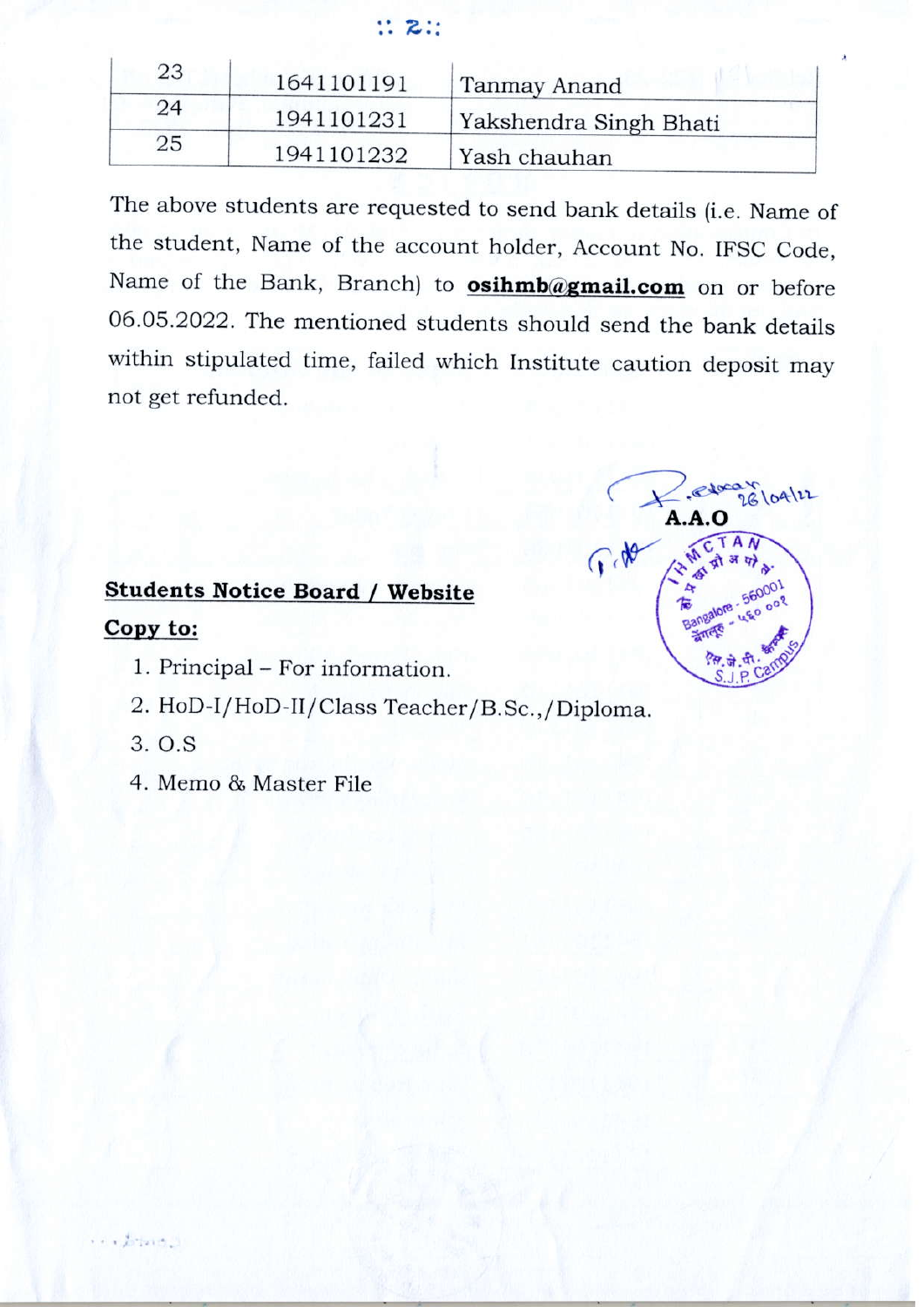| | | |
|---|---|---|
| 23 | 1641101191 | Tanmay Anand |
| 24 | 1941101231 | Yakshendra Singh Bhati |
| 25 | 1941101232 | Yash chauhan |

The above students are requested to send bank details (i.e. Name of the student, Name of the account holder, Account No. IFSC Code, Name of the Bank, Branch) to **osihmb@gmail.com** on or before 06.05.2022. The mentioned students should send the bank details within stipulated time, failed which Institute caution deposit may not get refunded.

26/04/22

**A.A.O**

**Students Notice Board / Website**

**Copy to:**

1. Principal – For information.
2. HoD-I/HoD-II/Class Teacher/B.Sc.,/Diploma.
3. O.S
4. Memo & Master File